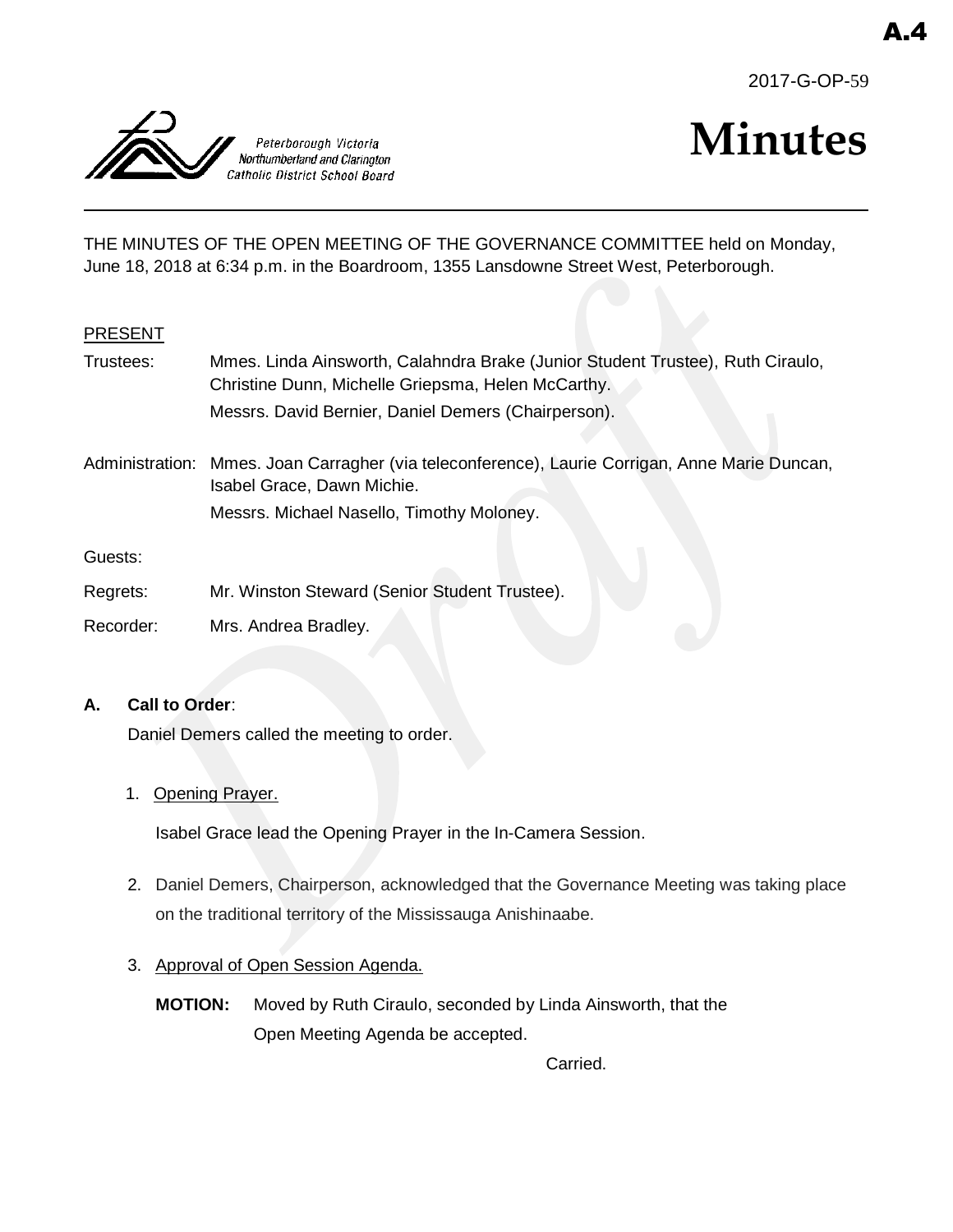A.4

2017-G-OP-59

Peterborough Victoria Northumberland and Clarington Catholic District School Board

# Minutes

THE MINUTES OF THE OPEN MEETING OF THE GOVERNANCE COMMITTEE held on Monday, June 18, 2018 at 6:34 p.m. in the Boardroom, 1355 Lansdowne Street West, Peterborough.

PRESENT

| | |
|---|---|
| Trustees: | Mmes. Linda Ainsworth, Calahndra Brake (Junior Student Trustee), Ruth Ciraulo, Christine Dunn, Michelle Griepsma, Helen McCarthy.<br>Messrs. David Bernier, Daniel Demers (Chairperson). |
| Administration: | Mmes. Joan Carragher (via teleconference), Laurie Corrigan, Anne Marie Duncan, Isabel Grace, Dawn Michie.<br>Messrs. Michael Nasello, Timothy Moloney. |
| Guests: | |
| Regrets: | Mr. Winston Steward (Senior Student Trustee). |
| Recorder: | Mrs. Andrea Bradley. |

**A. Call to Order**:

Daniel Demers called the meeting to order.

1. Opening Prayer.

   Isabel Grace lead the Opening Prayer in the In-Camera Session.

2. Daniel Demers, Chairperson, acknowledged that the Governance Meeting was taking place on the traditional territory of the Mississauga Anishinaabe.

3. Approval of Open Session Agenda.

   **MOTION:** Moved by Ruth Ciraulo, seconded by Linda Ainsworth, that the Open Meeting Agenda be accepted.

   Carried.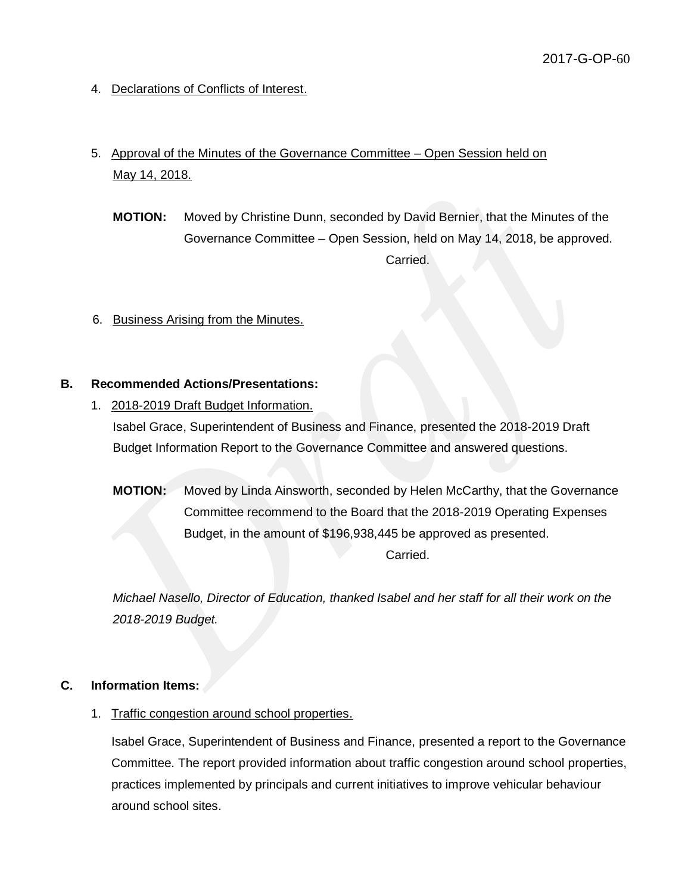4. Declarations of Conflicts of Interest.

5. Approval of the Minutes of the Governance Committee – Open Session held on May 14, 2018.

**MOTION:** Moved by Christine Dunn, seconded by David Bernier, that the Minutes of the Governance Committee – Open Session, held on May 14, 2018, be approved.

Carried.

6. Business Arising from the Minutes.

## B. Recommended Actions/Presentations:

1. 2018-2019 Draft Budget Information.

Isabel Grace, Superintendent of Business and Finance, presented the 2018-2019 Draft Budget Information Report to the Governance Committee and answered questions.

**MOTION:** Moved by Linda Ainsworth, seconded by Helen McCarthy, that the Governance Committee recommend to the Board that the 2018-2019 Operating Expenses Budget, in the amount of $196,938,445 be approved as presented.

Carried.

*Michael Nasello, Director of Education, thanked Isabel and her staff for all their work on the 2018-2019 Budget.*

## C. Information Items:

1. Traffic congestion around school properties.

Isabel Grace, Superintendent of Business and Finance, presented a report to the Governance Committee. The report provided information about traffic congestion around school properties, practices implemented by principals and current initiatives to improve vehicular behaviour around school sites.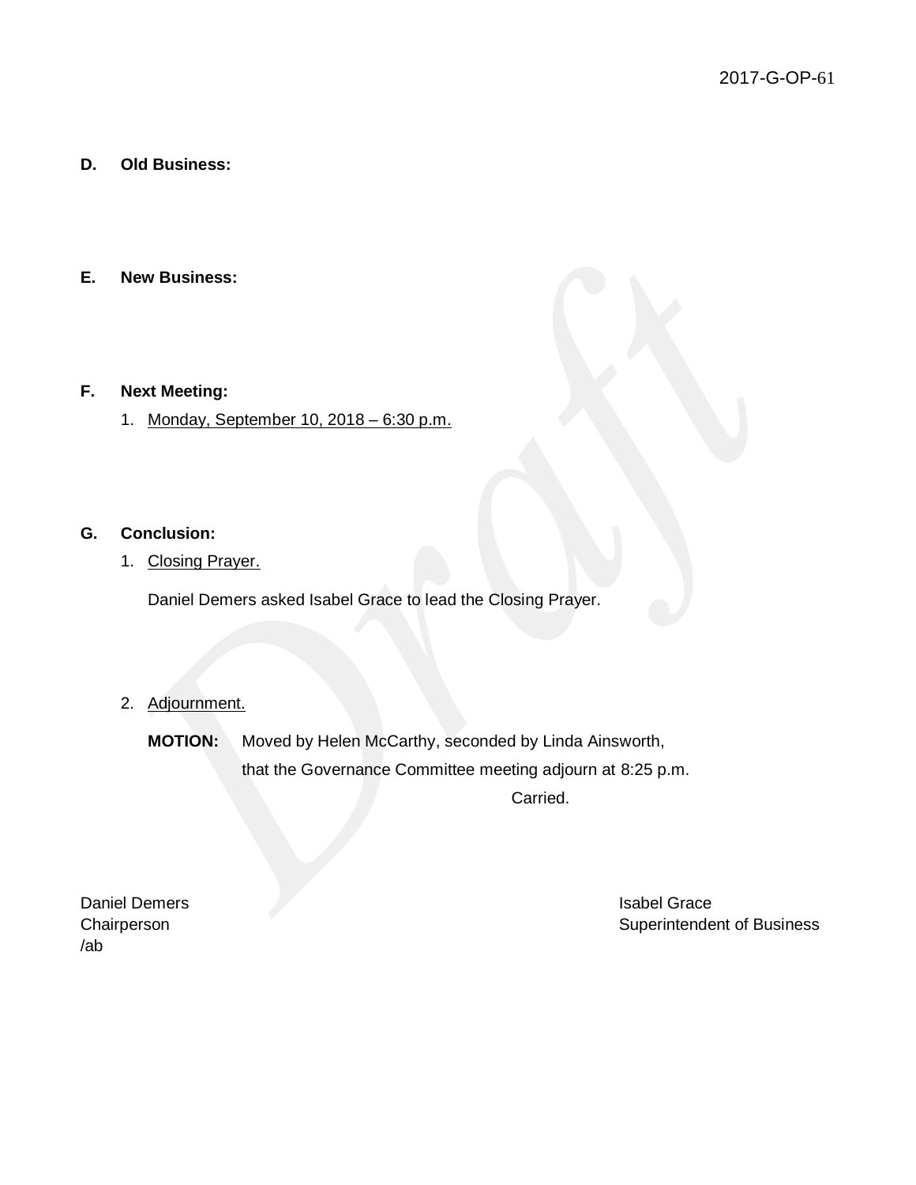2017-G-OP-61

**D. Old Business:**

**E. New Business:**

**F. Next Meeting:**

1. Monday, September 10, 2018 – 6:30 p.m.

**G. Conclusion:**

1. Closing Prayer.

   Daniel Demers asked Isabel Grace to lead the Closing Prayer.

2. Adjournment.

   **MOTION:** Moved by Helen McCarthy, seconded by Linda Ainsworth, that the Governance Committee meeting adjourn at 8:25 p.m.

   Carried.

Daniel Demers
Chairperson
/ab

Isabel Grace
Superintendent of Business